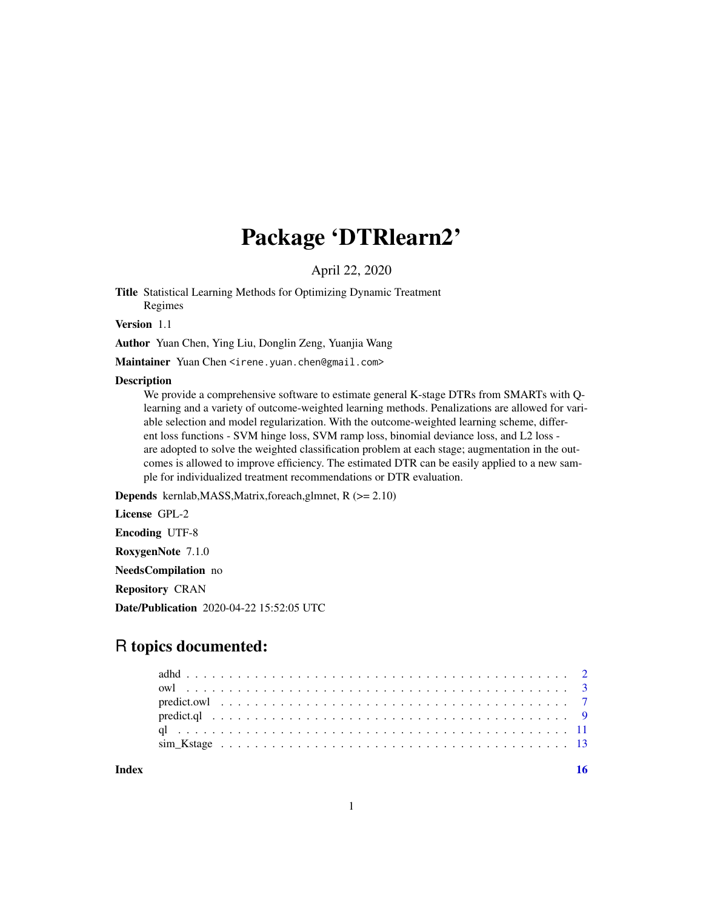# Package 'DTRlearn2'

April 22, 2020

**Title** Statistical Learning Methods for Optimizing Dynamic Treatment Regimes

**Version** 1.1

**Author** Yuan Chen, Ying Liu, Donglin Zeng, Yuanjia Wang

**Maintainer** Yuan Chen <irene.yuan.chen@gmail.com>

**Description**

We provide a comprehensive software to estimate general K-stage DTRs from SMARTs with Q-learning and a variety of outcome-weighted learning methods. Penalizations are allowed for variable selection and model regularization. With the outcome-weighted learning scheme, different loss functions - SVM hinge loss, SVM ramp loss, binomial deviance loss, and L2 loss - are adopted to solve the weighted classification problem at each stage; augmentation in the outcomes is allowed to improve efficiency. The estimated DTR can be easily applied to a new sample for individualized treatment recommendations or DTR evaluation.

**Depends** kernlab,MASS,Matrix,foreach,glmnet, R (>= 2.10)

**License** GPL-2

**Encoding** UTF-8

**RoxygenNote** 7.1.0

**NeedsCompilation** no

**Repository** CRAN

**Date/Publication** 2020-04-22 15:52:05 UTC

## R topics documented:

- adhd . . . . . . . . . . . . . . . . . . . . . . . . . . . . . . . . . . . . . . . . . . . 2
- owl . . . . . . . . . . . . . . . . . . . . . . . . . . . . . . . . . . . . . . . . . . . . 3
- predict.owl . . . . . . . . . . . . . . . . . . . . . . . . . . . . . . . . . . . . . . . 7
- predict.ql . . . . . . . . . . . . . . . . . . . . . . . . . . . . . . . . . . . . . . . . 9
- ql . . . . . . . . . . . . . . . . . . . . . . . . . . . . . . . . . . . . . . . . . . . . . 11
- sim_Kstage . . . . . . . . . . . . . . . . . . . . . . . . . . . . . . . . . . . . . . . 13

**Index** 16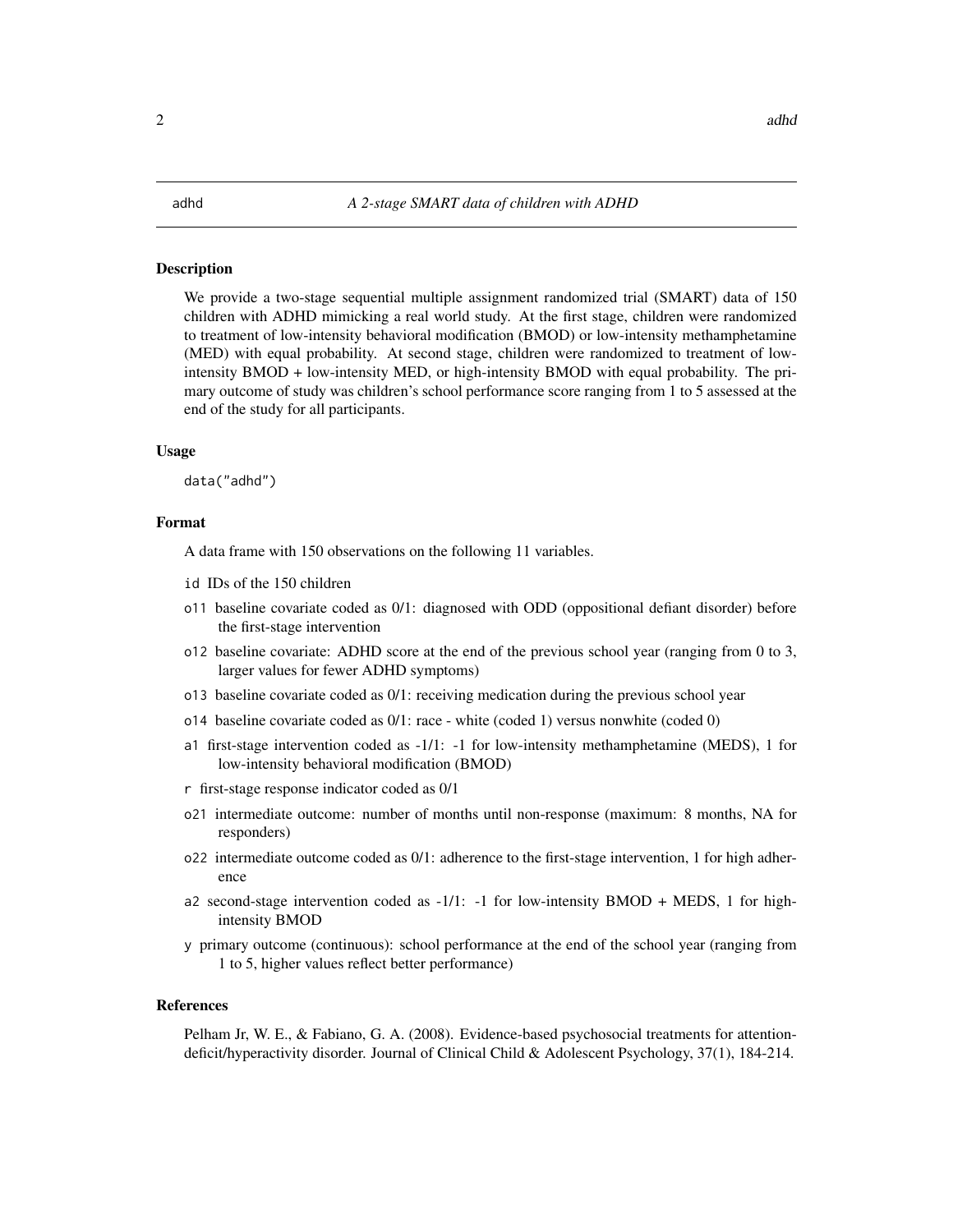## adhd — *A 2-stage SMART data of children with ADHD*

### Description

We provide a two-stage sequential multiple assignment randomized trial (SMART) data of 150 children with ADHD mimicking a real world study. At the first stage, children were randomized to treatment of low-intensity behavioral modification (BMOD) or low-intensity methamphetamine (MED) with equal probability. At second stage, children were randomized to treatment of low-intensity BMOD + low-intensity MED, or high-intensity BMOD with equal probability. The primary outcome of study was children's school performance score ranging from 1 to 5 assessed at the end of the study for all participants.

### Usage

```
data("adhd")
```

### Format

A data frame with 150 observations on the following 11 variables.

- `id` IDs of the 150 children
- `o11` baseline covariate coded as 0/1: diagnosed with ODD (oppositional defiant disorder) before the first-stage intervention
- `o12` baseline covariate: ADHD score at the end of the previous school year (ranging from 0 to 3, larger values for fewer ADHD symptoms)
- `o13` baseline covariate coded as 0/1: receiving medication during the previous school year
- `o14` baseline covariate coded as 0/1: race - white (coded 1) versus nonwhite (coded 0)
- `a1` first-stage intervention coded as -1/1: -1 for low-intensity methamphetamine (MEDS), 1 for low-intensity behavioral modification (BMOD)
- `r` first-stage response indicator coded as 0/1
- `o21` intermediate outcome: number of months until non-response (maximum: 8 months, NA for responders)
- `o22` intermediate outcome coded as 0/1: adherence to the first-stage intervention, 1 for high adherence
- `a2` second-stage intervention coded as -1/1: -1 for low-intensity BMOD + MEDS, 1 for high-intensity BMOD
- `y` primary outcome (continuous): school performance at the end of the school year (ranging from 1 to 5, higher values reflect better performance)

### References

Pelham Jr, W. E., & Fabiano, G. A. (2008). Evidence-based psychosocial treatments for attention-deficit/hyperactivity disorder. Journal of Clinical Child & Adolescent Psychology, 37(1), 184-214.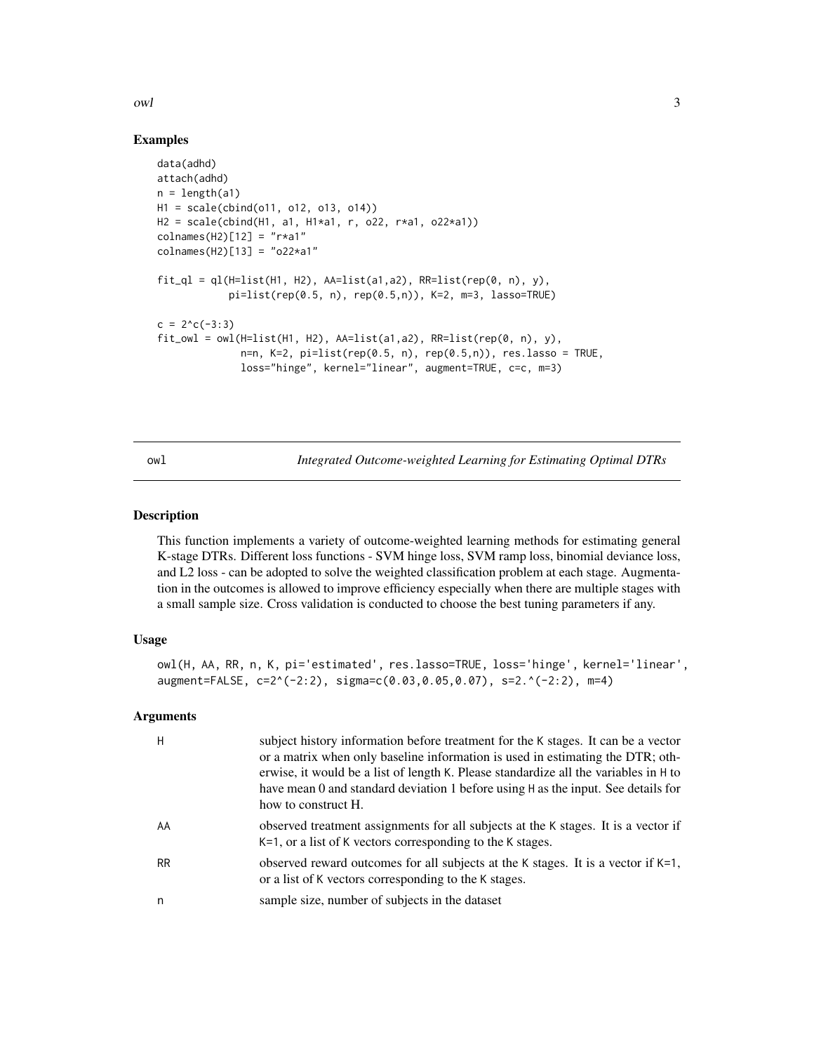### Examples

```
data(adhd)
attach(adhd)
n = length(a1)
H1 = scale(cbind(o11, o12, o13, o14))
H2 = scale(cbind(H1, a1, H1*a1, r, o22, r*a1, o22*a1))
colnames(H2)[12] = "r*a1"
colnames(H2)[13] = "o22*a1"

fit_ql = ql(H=list(H1, H2), AA=list(a1,a2), RR=list(rep(0, n), y),
            pi=list(rep(0.5, n), rep(0.5,n)), K=2, m=3, lasso=TRUE)

c = 2^c(-3:3)
fit_owl = owl(H=list(H1, H2), AA=list(a1,a2), RR=list(rep(0, n), y),
              n=n, K=2, pi=list(rep(0.5, n), rep(0.5,n)), res.lasso = TRUE,
              loss="hinge", kernel="linear", augment=TRUE, c=c, m=3)
```

---

owl *Integrated Outcome-weighted Learning for Estimating Optimal DTRs*

---

### Description

This function implements a variety of outcome-weighted learning methods for estimating general K-stage DTRs. Different loss functions - SVM hinge loss, SVM ramp loss, binomial deviance loss, and L2 loss - can be adopted to solve the weighted classification problem at each stage. Augmentation in the outcomes is allowed to improve efficiency especially when there are multiple stages with a small sample size. Cross validation is conducted to choose the best tuning parameters if any.

### Usage

```
owl(H, AA, RR, n, K, pi='estimated', res.lasso=TRUE, loss='hinge', kernel='linear',
augment=FALSE, c=2^(-2:2), sigma=c(0.03,0.05,0.07), s=2.^(-2:2), m=4)
```

### Arguments

| | |
|---|---|
| H | subject history information before treatment for the K stages. It can be a vector or a matrix when only baseline information is used in estimating the DTR; otherwise, it would be a list of length K. Please standardize all the variables in H to have mean 0 and standard deviation 1 before using H as the input. See details for how to construct H. |
| AA | observed treatment assignments for all subjects at the K stages. It is a vector if K=1, or a list of K vectors corresponding to the K stages. |
| RR | observed reward outcomes for all subjects at the K stages. It is a vector if K=1, or a list of K vectors corresponding to the K stages. |
| n | sample size, number of subjects in the dataset |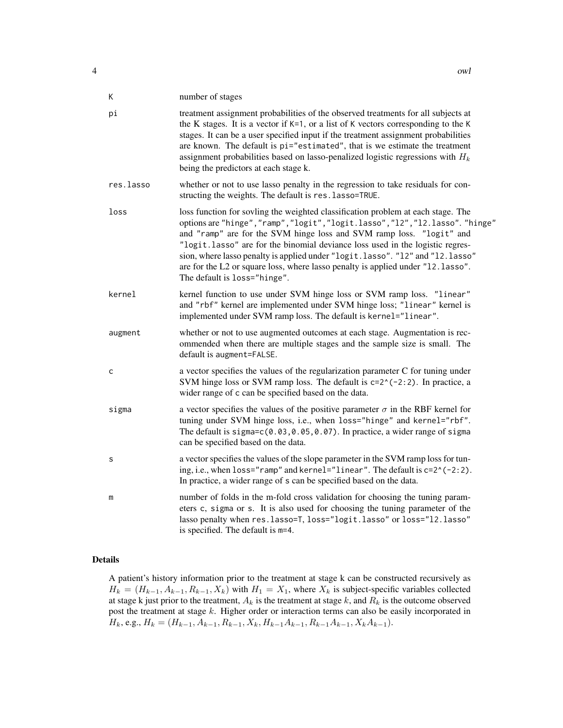| | |
|---|---|
| K | number of stages |
| pi | treatment assignment probabilities of the observed treatments for all subjects at the K stages. It is a vector if K=1, or a list of K vectors corresponding to the K stages. It can be a user specified input if the treatment assignment probabilities are known. The default is pi="estimated", that is we estimate the treatment assignment probabilities based on lasso-penalized logistic regressions with $H_k$ being the predictors at each stage k. |
| res.lasso | whether or not to use lasso penalty in the regression to take residuals for constructing the weights. The default is res.lasso=TRUE. |
| loss | loss function for sovling the weighted classification problem at each stage. The options are "hinge","ramp","logit","logit.lasso","l2","l2.lasso". "hinge" and "ramp" are for the SVM hinge loss and SVM ramp loss. "logit" and "logit.lasso" are for the binomial deviance loss used in the logistic regression, where lasso penalty is applied under "logit.lasso". "l2" and "l2.lasso" are for the L2 or square loss, where lasso penalty is applied under "l2.lasso". The default is loss="hinge". |
| kernel | kernel function to use under SVM hinge loss or SVM ramp loss. "linear" and "rbf" kernel are implemented under SVM hinge loss; "linear" kernel is implemented under SVM ramp loss. The default is kernel="linear". |
| augment | whether or not to use augmented outcomes at each stage. Augmentation is recommended when there are multiple stages and the sample size is small. The default is augment=FALSE. |
| c | a vector specifies the values of the regularization parameter C for tuning under SVM hinge loss or SVM ramp loss. The default is c=2^(-2:2). In practice, a wider range of c can be specified based on the data. |
| sigma | a vector specifies the values of the positive parameter $\sigma$ in the RBF kernel for tuning under SVM hinge loss, i.e., when loss="hinge" and kernel="rbf". The default is sigma=c(0.03,0.05,0.07). In practice, a wider range of sigma can be specified based on the data. |
| s | a vector specifies the values of the slope parameter in the SVM ramp loss for tuning, i.e., when loss="ramp" and kernel="linear". The default is c=2^(-2:2). In practice, a wider range of s can be specified based on the data. |
| m | number of folds in the m-fold cross validation for choosing the tuning parameters c, sigma or s. It is also used for choosing the tuning parameter of the lasso penalty when res.lasso=T, loss="logit.lasso" or loss="l2.lasso" is specified. The default is m=4. |

## Details

A patient's history information prior to the treatment at stage k can be constructed recursively as $H_k = (H_{k-1}, A_{k-1}, R_{k-1}, X_k)$ with $H_1 = X_1$, where $X_k$ is subject-specific variables collected at stage k just prior to the treatment, $A_k$ is the treatment at stage $k$, and $R_k$ is the outcome observed post the treatment at stage $k$. Higher order or interaction terms can also be easily incorporated in $H_k$, e.g., $H_k = (H_{k-1}, A_{k-1}, R_{k-1}, X_k, H_{k-1}A_{k-1}, R_{k-1}A_{k-1}, X_kA_{k-1})$.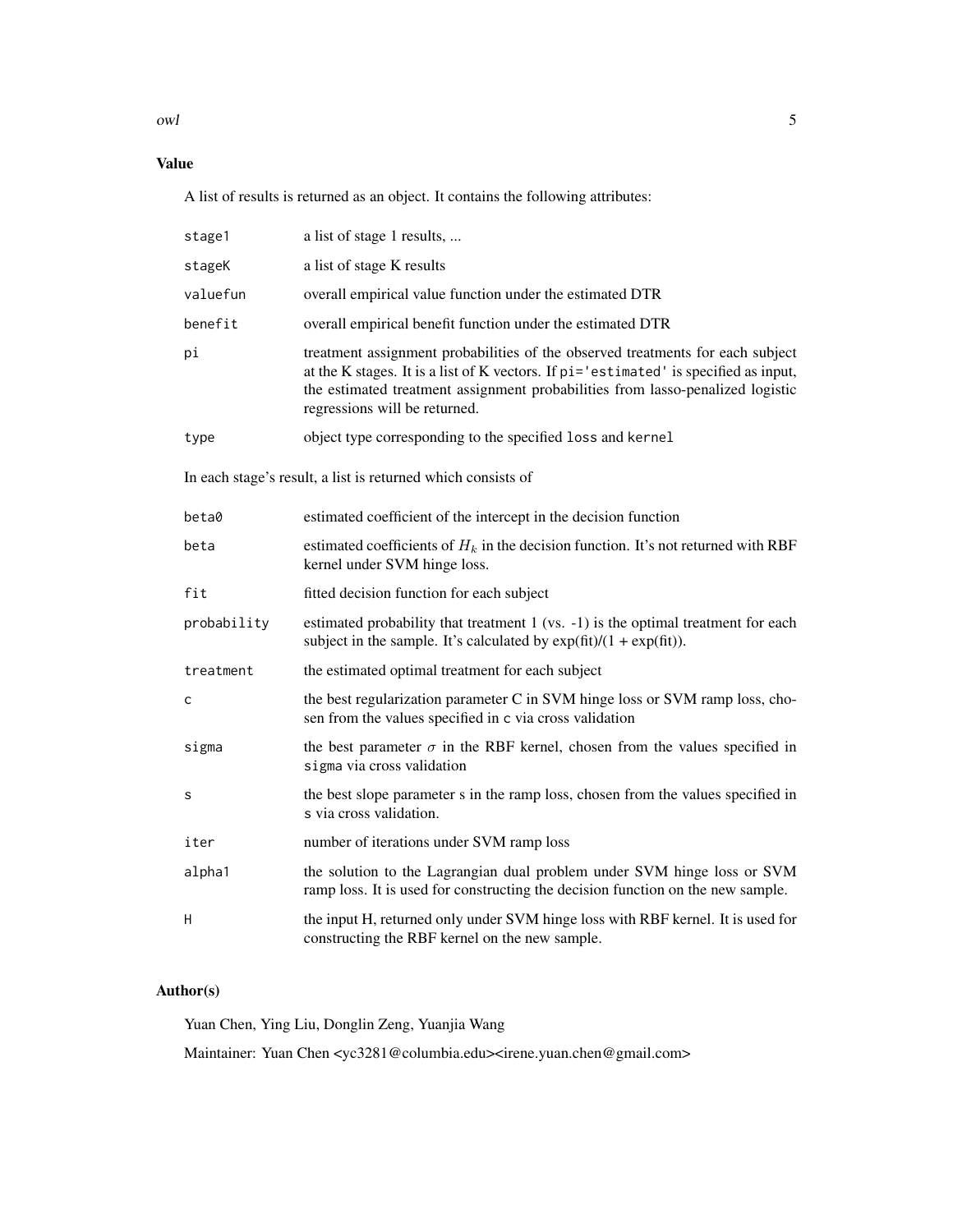### Value

A list of results is returned as an object. It contains the following attributes:

| | |
|---|---|
| `stage1` | a list of stage 1 results, ... |
| `stageK` | a list of stage K results |
| `valuefun` | overall empirical value function under the estimated DTR |
| `benefit` | overall empirical benefit function under the estimated DTR |
| `pi` | treatment assignment probabilities of the observed treatments for each subject at the K stages. It is a list of K vectors. If `pi='estimated'` is specified as input, the estimated treatment assignment probabilities from lasso-penalized logistic regressions will be returned. |
| `type` | object type corresponding to the specified `loss` and `kernel` |

In each stage's result, a list is returned which consists of

| | |
|---|---|
| `beta0` | estimated coefficient of the intercept in the decision function |
| `beta` | estimated coefficients of $H_k$ in the decision function. It's not returned with RBF kernel under SVM hinge loss. |
| `fit` | fitted decision function for each subject |
| `probability` | estimated probability that treatment 1 (vs. -1) is the optimal treatment for each subject in the sample. It's calculated by exp(fit)/(1 + exp(fit)). |
| `treatment` | the estimated optimal treatment for each subject |
| `c` | the best regularization parameter C in SVM hinge loss or SVM ramp loss, chosen from the values specified in `c` via cross validation |
| `sigma` | the best parameter $\sigma$ in the RBF kernel, chosen from the values specified in `sigma` via cross validation |
| `s` | the best slope parameter s in the ramp loss, chosen from the values specified in `s` via cross validation. |
| `iter` | number of iterations under SVM ramp loss |
| `alpha1` | the solution to the Lagrangian dual problem under SVM hinge loss or SVM ramp loss. It is used for constructing the decision function on the new sample. |
| `H` | the input H, returned only under SVM hinge loss with RBF kernel. It is used for constructing the RBF kernel on the new sample. |

### Author(s)

Yuan Chen, Ying Liu, Donglin Zeng, Yuanjia Wang

Maintainer: Yuan Chen <yc3281@columbia.edu><irene.yuan.chen@gmail.com>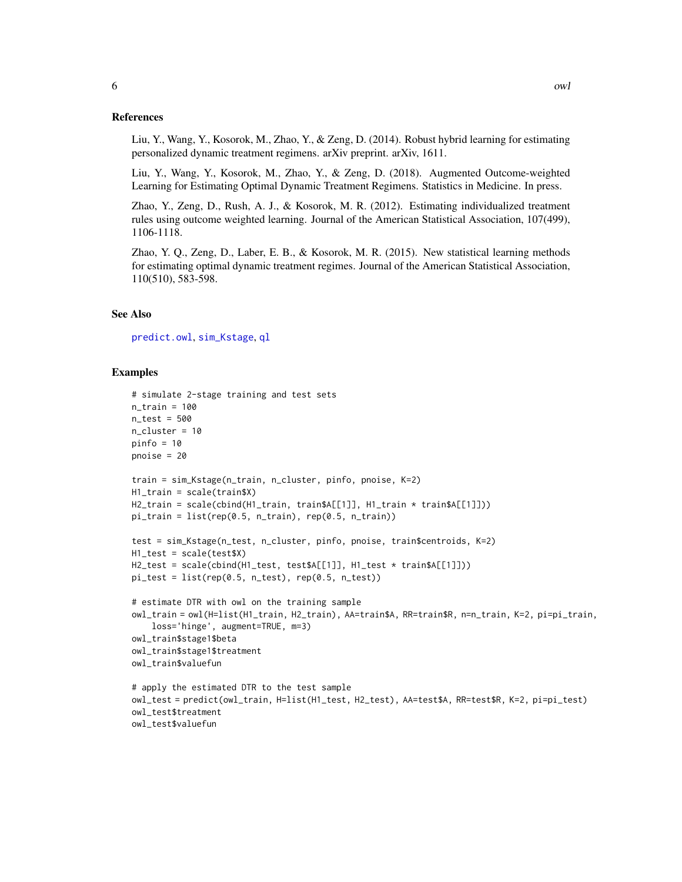## References

Liu, Y., Wang, Y., Kosorok, M., Zhao, Y., & Zeng, D. (2014). Robust hybrid learning for estimating personalized dynamic treatment regimens. arXiv preprint. arXiv, 1611.

Liu, Y., Wang, Y., Kosorok, M., Zhao, Y., & Zeng, D. (2018). Augmented Outcome-weighted Learning for Estimating Optimal Dynamic Treatment Regimens. Statistics in Medicine. In press.

Zhao, Y., Zeng, D., Rush, A. J., & Kosorok, M. R. (2012). Estimating individualized treatment rules using outcome weighted learning. Journal of the American Statistical Association, 107(499), 1106-1118.

Zhao, Y. Q., Zeng, D., Laber, E. B., & Kosorok, M. R. (2015). New statistical learning methods for estimating optimal dynamic treatment regimes. Journal of the American Statistical Association, 110(510), 583-598.

## See Also

predict.owl, sim_Kstage, ql

## Examples

```
# simulate 2-stage training and test sets
n_train = 100
n_test = 500
n_cluster = 10
pinfo = 10
pnoise = 20

train = sim_Kstage(n_train, n_cluster, pinfo, pnoise, K=2)
H1_train = scale(train$X)
H2_train = scale(cbind(H1_train, train$A[[1]], H1_train * train$A[[1]]))
pi_train = list(rep(0.5, n_train), rep(0.5, n_train))

test = sim_Kstage(n_test, n_cluster, pinfo, pnoise, train$centroids, K=2)
H1_test = scale(test$X)
H2_test = scale(cbind(H1_test, test$A[[1]], H1_test * train$A[[1]]))
pi_test = list(rep(0.5, n_test), rep(0.5, n_test))

# estimate DTR with owl on the training sample
owl_train = owl(H=list(H1_train, H2_train), AA=train$A, RR=train$R, n=n_train, K=2, pi=pi_train,
    loss='hinge', augment=TRUE, m=3)
owl_train$stage1$beta
owl_train$stage1$treatment
owl_train$valuefun

# apply the estimated DTR to the test sample
owl_test = predict(owl_train, H=list(H1_test, H2_test), AA=test$A, RR=test$R, K=2, pi=pi_test)
owl_test$treatment
owl_test$valuefun
```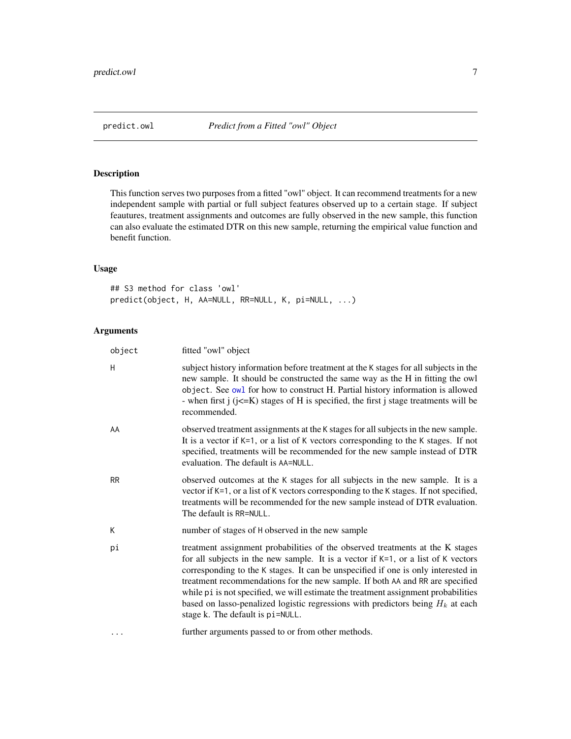# predict.owl — *Predict from a Fitted "owl" Object*

## Description

This function serves two purposes from a fitted "owl" object. It can recommend treatments for a new independent sample with partial or full subject features observed up to a certain stage. If subject feautures, treatment assignments and outcomes are fully observed in the new sample, this function can also evaluate the estimated DTR on this new sample, returning the empirical value function and benefit function.

## Usage

```
## S3 method for class 'owl'
predict(object, H, AA=NULL, RR=NULL, K, pi=NULL, ...)
```

## Arguments

| | |
|---|---|
| `object` | fitted "owl" object |
| `H` | subject history information before treatment at the `K` stages for all subjects in the new sample. It should be constructed the same way as the H in fitting the owl `object`. See `owl` for how to construct H. Partial history information is allowed - when first j (j<=K) stages of H is specified, the first j stage treatments will be recommended. |
| `AA` | observed treatment assignments at the `K` stages for all subjects in the new sample. It is a vector if `K=1`, or a list of `K` vectors corresponding to the `K` stages. If not specified, treatments will be recommended for the new sample instead of DTR evaluation. The default is `AA=NULL`. |
| `RR` | observed outcomes at the `K` stages for all subjects in the new sample. It is a vector if `K=1`, or a list of `K` vectors corresponding to the `K` stages. If not specified, treatments will be recommended for the new sample instead of DTR evaluation. The default is `RR=NULL`. |
| `K` | number of stages of `H` observed in the new sample |
| `pi` | treatment assignment probabilities of the observed treatments at the K stages for all subjects in the new sample. It is a vector if `K=1`, or a list of `K` vectors corresponding to the `K` stages. It can be unspecified if one is only interested in treatment recommendations for the new sample. If both `AA` and `RR` are specified while `pi` is not specified, we will estimate the treatment assignment probabilities based on lasso-penalized logistic regressions with predictors being $H_k$ at each stage k. The default is `pi=NULL`. |
| `...` | further arguments passed to or from other methods. |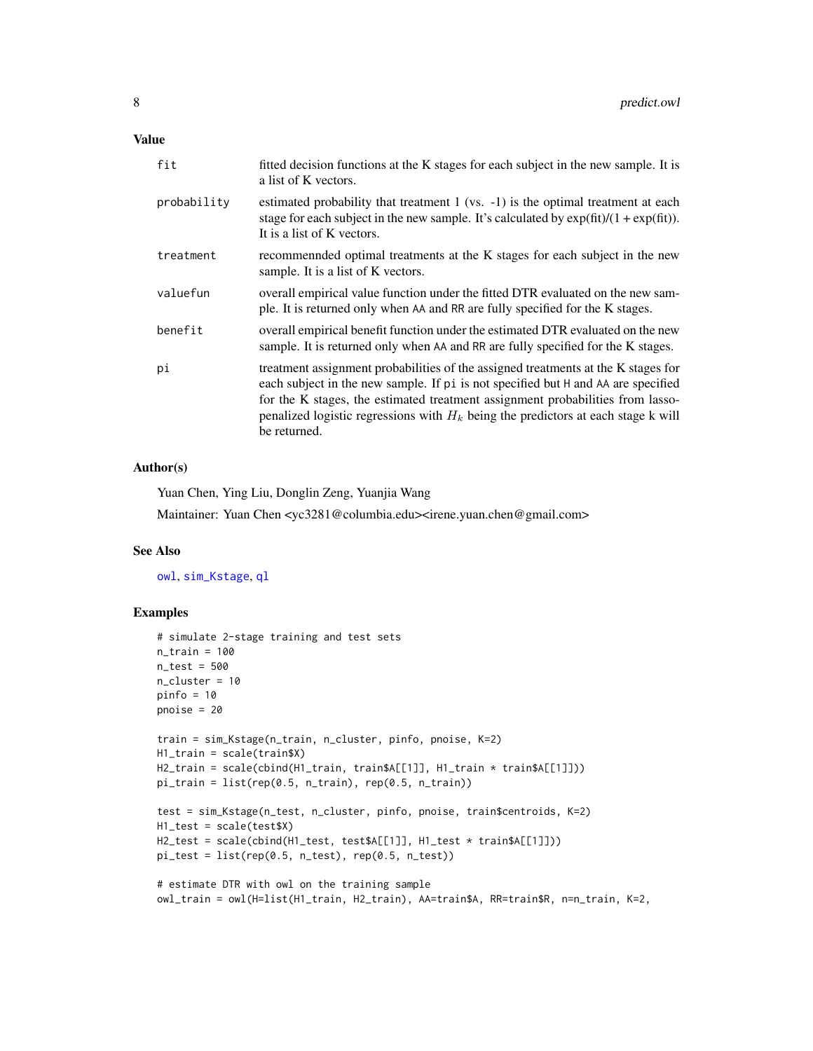## Value

| | |
|---|---|
| fit | fitted decision functions at the K stages for each subject in the new sample. It is a list of K vectors. |
| probability | estimated probability that treatment 1 (vs. -1) is the optimal treatment at each stage for each subject in the new sample. It's calculated by exp(fit)/(1 + exp(fit)). It is a list of K vectors. |
| treatment | recommennded optimal treatments at the K stages for each subject in the new sample. It is a list of K vectors. |
| valuefun | overall empirical value function under the fitted DTR evaluated on the new sample. It is returned only when AA and RR are fully specified for the K stages. |
| benefit | overall empirical benefit function under the estimated DTR evaluated on the new sample. It is returned only when AA and RR are fully specified for the K stages. |
| pi | treatment assignment probabilities of the assigned treatments at the K stages for each subject in the new sample. If pi is not specified but H and AA are specified for the K stages, the estimated treatment assignment probabilities from lasso-penalized logistic regressions with $H_k$ being the predictors at each stage k will be returned. |

## Author(s)

Yuan Chen, Ying Liu, Donglin Zeng, Yuanjia Wang

Maintainer: Yuan Chen <yc3281@columbia.edu><irene.yuan.chen@gmail.com>

## See Also

owl, sim_Kstage, ql

## Examples

```
# simulate 2-stage training and test sets
n_train = 100
n_test = 500
n_cluster = 10
pinfo = 10
pnoise = 20

train = sim_Kstage(n_train, n_cluster, pinfo, pnoise, K=2)
H1_train = scale(train$X)
H2_train = scale(cbind(H1_train, train$A[[1]], H1_train * train$A[[1]]))
pi_train = list(rep(0.5, n_train), rep(0.5, n_train))

test = sim_Kstage(n_test, n_cluster, pinfo, pnoise, train$centroids, K=2)
H1_test = scale(test$X)
H2_test = scale(cbind(H1_test, test$A[[1]], H1_test * train$A[[1]]))
pi_test = list(rep(0.5, n_test), rep(0.5, n_test))

# estimate DTR with owl on the training sample
owl_train = owl(H=list(H1_train, H2_train), AA=train$A, RR=train$R, n=n_train, K=2,
```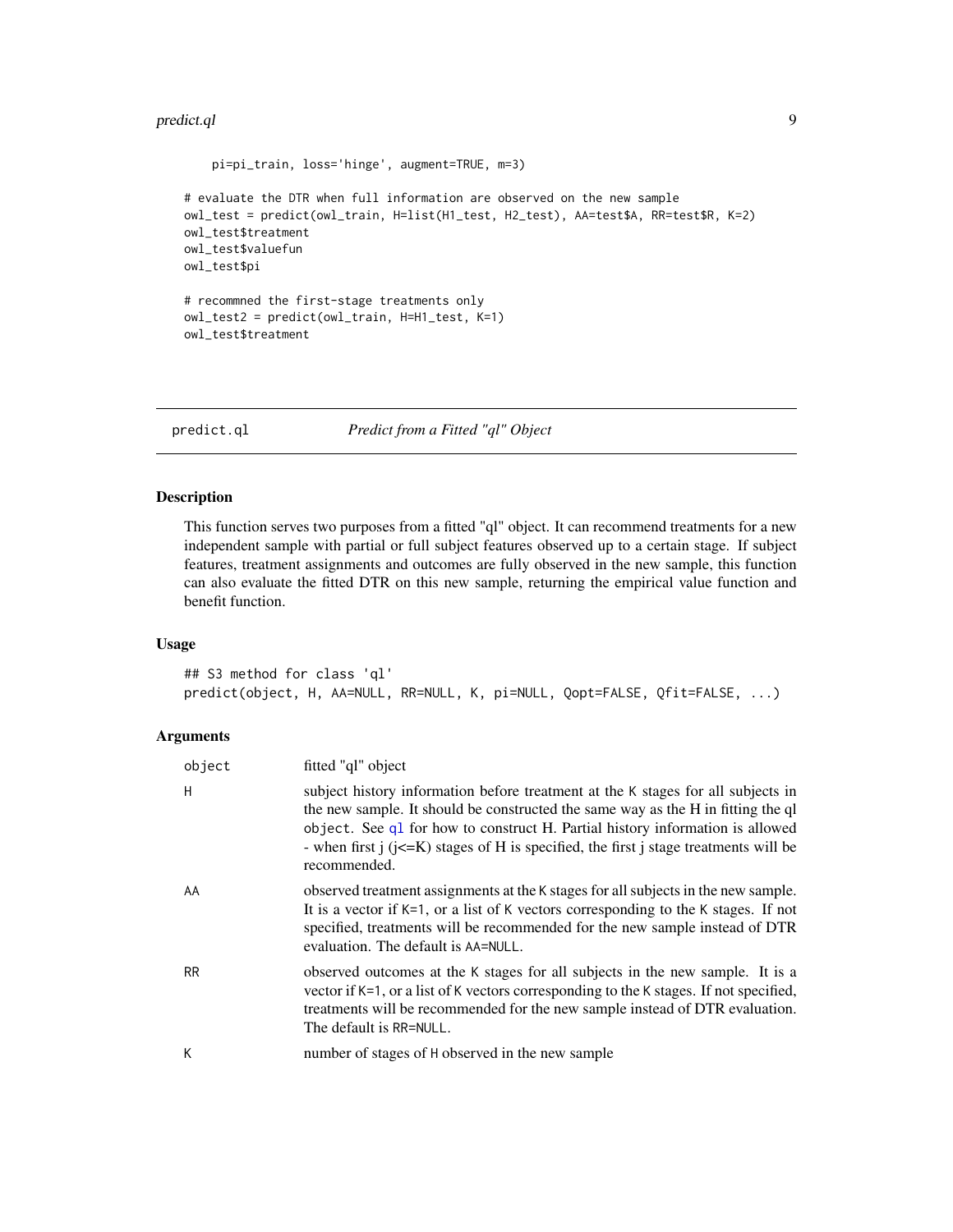```
    pi=pi_train, loss='hinge', augment=TRUE, m=3)

# evaluate the DTR when full information are observed on the new sample
owl_test = predict(owl_train, H=list(H1_test, H2_test), AA=test$A, RR=test$R, K=2)
owl_test$treatment
owl_test$valuefun
owl_test$pi

# recommned the first-stage treatments only
owl_test2 = predict(owl_train, H=H1_test, K=1)
owl_test$treatment
```

---

## predict.ql    *Predict from a Fitted "ql" Object*

---

### Description

This function serves two purposes from a fitted "ql" object. It can recommend treatments for a new independent sample with partial or full subject features observed up to a certain stage. If subject features, treatment assignments and outcomes are fully observed in the new sample, this function can also evaluate the fitted DTR on this new sample, returning the empirical value function and benefit function.

### Usage

```
## S3 method for class 'ql'
predict(object, H, AA=NULL, RR=NULL, K, pi=NULL, Qopt=FALSE, Qfit=FALSE, ...)
```

### Arguments

| | |
|---|---|
| object | fitted "ql" object |
| H | subject history information before treatment at the K stages for all subjects in the new sample. It should be constructed the same way as the H in fitting the ql object. See ql for how to construct H. Partial history information is allowed - when first j (j<=K) stages of H is specified, the first j stage treatments will be recommended. |
| AA | observed treatment assignments at the K stages for all subjects in the new sample. It is a vector if K=1, or a list of K vectors corresponding to the K stages. If not specified, treatments will be recommended for the new sample instead of DTR evaluation. The default is AA=NULL. |
| RR | observed outcomes at the K stages for all subjects in the new sample. It is a vector if K=1, or a list of K vectors corresponding to the K stages. If not specified, treatments will be recommended for the new sample instead of DTR evaluation. The default is RR=NULL. |
| K | number of stages of H observed in the new sample |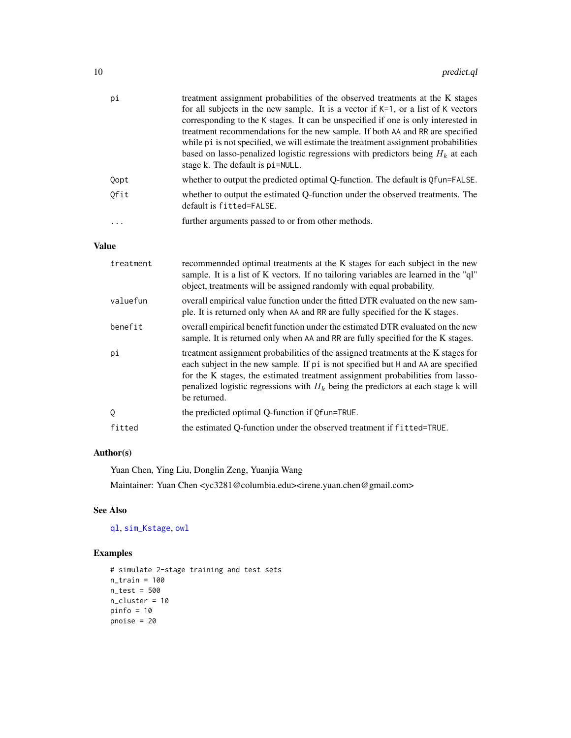| | |
|---|---|
| pi | treatment assignment probabilities of the observed treatments at the K stages for all subjects in the new sample. It is a vector if K=1, or a list of K vectors corresponding to the K stages. It can be unspecified if one is only interested in treatment recommendations for the new sample. If both AA and RR are specified while pi is not specified, we will estimate the treatment assignment probabilities based on lasso-penalized logistic regressions with predictors being $H_k$ at each stage k. The default is pi=NULL. |
| Qopt | whether to output the predicted optimal Q-function. The default is Qfun=FALSE. |
| Qfit | whether to output the estimated Q-function under the observed treatments. The default is fitted=FALSE. |
| ... | further arguments passed to or from other methods. |

## Value

| | |
|---|---|
| treatment | recommennded optimal treatments at the K stages for each subject in the new sample. It is a list of K vectors. If no tailoring variables are learned in the "ql" object, treatments will be assigned randomly with equal probability. |
| valuefun | overall empirical value function under the fitted DTR evaluated on the new sample. It is returned only when AA and RR are fully specified for the K stages. |
| benefit | overall empirical benefit function under the estimated DTR evaluated on the new sample. It is returned only when AA and RR are fully specified for the K stages. |
| pi | treatment assignment probabilities of the assigned treatments at the K stages for each subject in the new sample. If pi is not specified but H and AA are specified for the K stages, the estimated treatment assignment probabilities from lasso-penalized logistic regressions with $H_k$ being the predictors at each stage k will be returned. |
| Q | the predicted optimal Q-function if Qfun=TRUE. |
| fitted | the estimated Q-function under the observed treatment if fitted=TRUE. |

## Author(s)

Yuan Chen, Ying Liu, Donglin Zeng, Yuanjia Wang

Maintainer: Yuan Chen <yc3281@columbia.edu><irene.yuan.chen@gmail.com>

## See Also

ql, sim_Kstage, owl

## Examples

```
# simulate 2-stage training and test sets
n_train = 100
n_test = 500
n_cluster = 10
pinfo = 10
pnoise = 20
```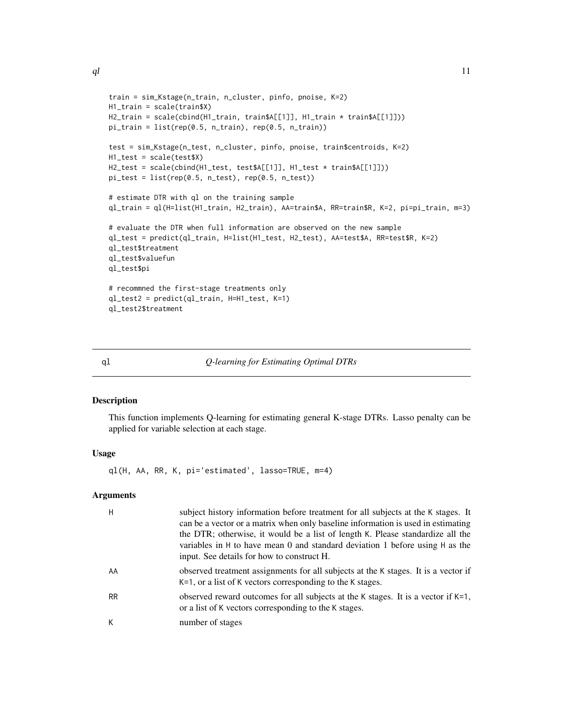```
train = sim_Kstage(n_train, n_cluster, pinfo, pnoise, K=2)
H1_train = scale(train$X)
H2_train = scale(cbind(H1_train, train$A[[1]], H1_train * train$A[[1]]))
pi_train = list(rep(0.5, n_train), rep(0.5, n_train))

test = sim_Kstage(n_test, n_cluster, pinfo, pnoise, train$centroids, K=2)
H1_test = scale(test$X)
H2_test = scale(cbind(H1_test, test$A[[1]], H1_test * train$A[[1]]))
pi_test = list(rep(0.5, n_test), rep(0.5, n_test))

# estimate DTR with ql on the training sample
ql_train = ql(H=list(H1_train, H2_train), AA=train$A, RR=train$R, K=2, pi=pi_train, m=3)

# evaluate the DTR when full information are observed on the new sample
ql_test = predict(ql_train, H=list(H1_test, H2_test), AA=test$A, RR=test$R, K=2)
ql_test$treatment
ql_test$valuefun
ql_test$pi

# recommned the first-stage treatments only
ql_test2 = predict(ql_train, H=H1_test, K=1)
ql_test2$treatment
```

---

## ql — *Q-learning for Estimating Optimal DTRs*

### Description

This function implements Q-learning for estimating general K-stage DTRs. Lasso penalty can be applied for variable selection at each stage.

### Usage

```
ql(H, AA, RR, K, pi='estimated', lasso=TRUE, m=4)
```

### Arguments

| | |
|---|---|
| `H` | subject history information before treatment for all subjects at the `K` stages. It can be a vector or a matrix when only baseline information is used in estimating the DTR; otherwise, it would be a list of length `K`. Please standardize all the variables in `H` to have mean 0 and standard deviation 1 before using `H` as the input. See details for how to construct H. |
| `AA` | observed treatment assignments for all subjects at the `K` stages. It is a vector if `K=1`, or a list of `K` vectors corresponding to the `K` stages. |
| `RR` | observed reward outcomes for all subjects at the `K` stages. It is a vector if `K=1`, or a list of `K` vectors corresponding to the `K` stages. |
| `K` | number of stages |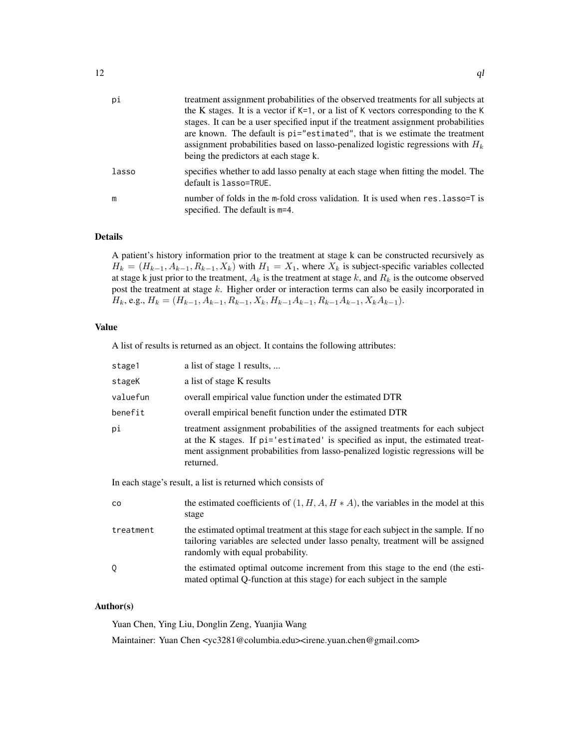| | |
|---|---|
| `pi` | treatment assignment probabilities of the observed treatments for all subjects at the K stages. It is a vector if `K=1`, or a list of `K` vectors corresponding to the `K` stages. It can be a user specified input if the treatment assignment probabilities are known. The default is `pi="estimated"`, that is we estimate the treatment assignment probabilities based on lasso-penalized logistic regressions with $H_k$ being the predictors at each stage k. |
| `lasso` | specifies whether to add lasso penalty at each stage when fitting the model. The default is `lasso=TRUE`. |
| `m` | number of folds in the m-fold cross validation. It is used when `res.lasso=T` is specified. The default is `m=4`. |

## Details

A patient's history information prior to the treatment at stage k can be constructed recursively as $H_k = (H_{k-1}, A_{k-1}, R_{k-1}, X_k)$ with $H_1 = X_1$, where $X_k$ is subject-specific variables collected at stage k just prior to the treatment, $A_k$ is the treatment at stage $k$, and $R_k$ is the outcome observed post the treatment at stage $k$. Higher order or interaction terms can also be easily incorporated in $H_k$, e.g., $H_k = (H_{k-1}, A_{k-1}, R_{k-1}, X_k, H_{k-1}A_{k-1}, R_{k-1}A_{k-1}, X_kA_{k-1})$.

## Value

A list of results is returned as an object. It contains the following attributes:

| | |
|---|---|
| `stage1` | a list of stage 1 results, ... |
| `stageK` | a list of stage K results |
| `valuefun` | overall empirical value function under the estimated DTR |
| `benefit` | overall empirical benefit function under the estimated DTR |
| `pi` | treatment assignment probabilities of the assigned treatments for each subject at the K stages. If `pi='estimated'` is specified as input, the estimated treatment assignment probabilities from lasso-penalized logistic regressions will be returned. |

In each stage's result, a list is returned which consists of

| | |
|---|---|
| `co` | the estimated coefficients of $(1, H, A, H * A)$, the variables in the model at this stage |
| `treatment` | the estimated optimal treatment at this stage for each subject in the sample. If no tailoring variables are selected under lasso penalty, treatment will be assigned randomly with equal probability. |
| `Q` | the estimated optimal outcome increment from this stage to the end (the estimated optimal Q-function at this stage) for each subject in the sample |

## Author(s)

Yuan Chen, Ying Liu, Donglin Zeng, Yuanjia Wang

Maintainer: Yuan Chen <yc3281@columbia.edu><irene.yuan.chen@gmail.com>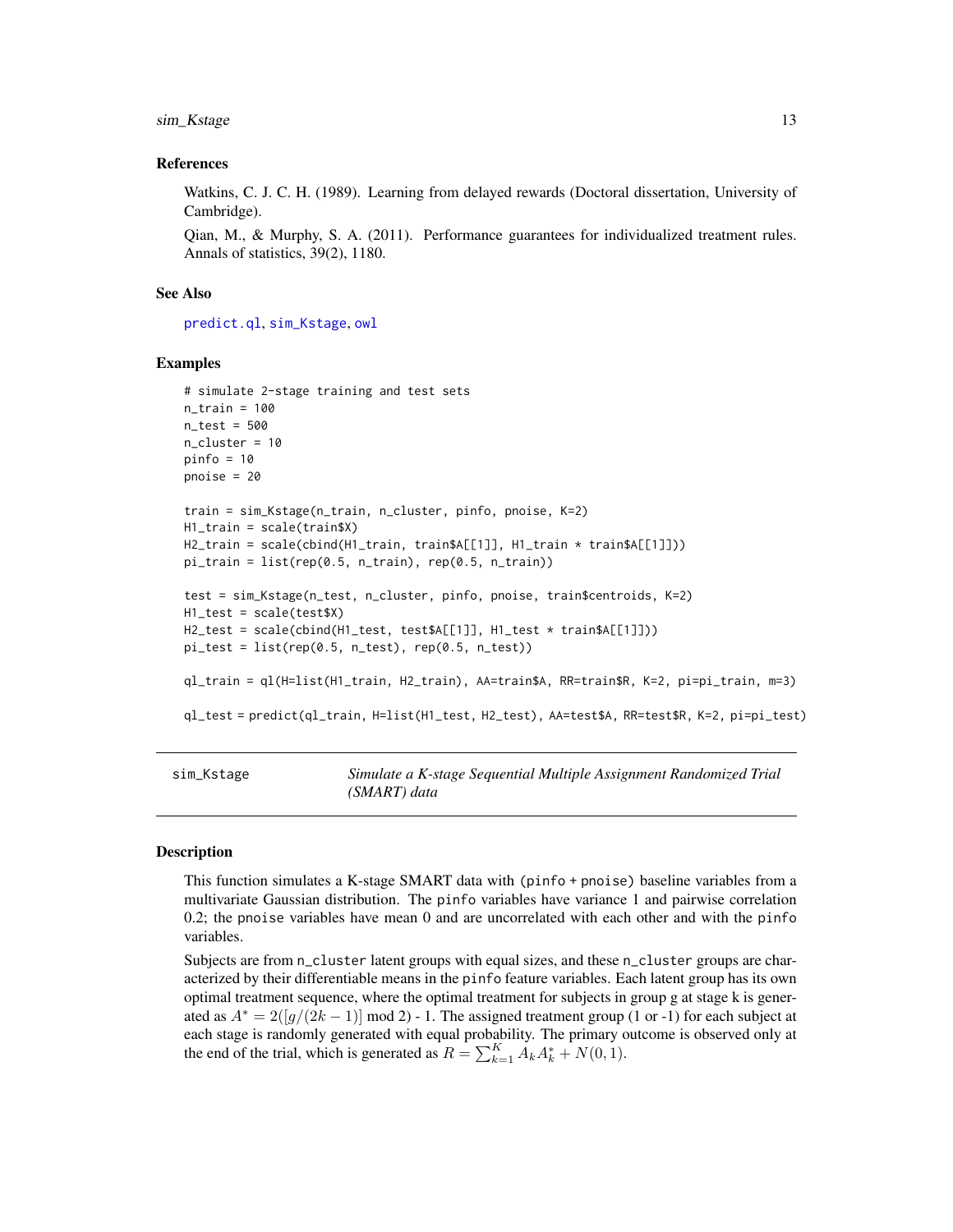### References

Watkins, C. J. C. H. (1989). Learning from delayed rewards (Doctoral dissertation, University of Cambridge).

Qian, M., & Murphy, S. A. (2011). Performance guarantees for individualized treatment rules. Annals of statistics, 39(2), 1180.

### See Also

predict.ql, sim_Kstage, owl

### Examples

```
# simulate 2-stage training and test sets
n_train = 100
n_test = 500
n_cluster = 10
pinfo = 10
pnoise = 20

train = sim_Kstage(n_train, n_cluster, pinfo, pnoise, K=2)
H1_train = scale(train$X)
H2_train = scale(cbind(H1_train, train$A[[1]], H1_train * train$A[[1]]))
pi_train = list(rep(0.5, n_train), rep(0.5, n_train))

test = sim_Kstage(n_test, n_cluster, pinfo, pnoise, train$centroids, K=2)
H1_test = scale(test$X)
H2_test = scale(cbind(H1_test, test$A[[1]], H1_test * train$A[[1]]))
pi_test = list(rep(0.5, n_test), rep(0.5, n_test))

ql_train = ql(H=list(H1_train, H2_train), AA=train$A, RR=train$R, K=2, pi=pi_train, m=3)

ql_test = predict(ql_train, H=list(H1_test, H2_test), AA=test$A, RR=test$R, K=2, pi=pi_test)
```

---

## sim_Kstage — *Simulate a K-stage Sequential Multiple Assignment Randomized Trial (SMART) data*

---

### Description

This function simulates a K-stage SMART data with (pinfo + pnoise) baseline variables from a multivariate Gaussian distribution. The pinfo variables have variance 1 and pairwise correlation 0.2; the pnoise variables have mean 0 and are uncorrelated with each other and with the pinfo variables.

Subjects are from n_cluster latent groups with equal sizes, and these n_cluster groups are characterized by their differentiable means in the pinfo feature variables. Each latent group has its own optimal treatment sequence, where the optimal treatment for subjects in group g at stage k is generated as $A^* = 2([g/(2k-1)] \bmod 2)$ - 1. The assigned treatment group (1 or -1) for each subject at each stage is randomly generated with equal probability. The primary outcome is observed only at the end of the trial, which is generated as $R = \sum_{k=1}^{K} A_k A_k^* + N(0,1)$.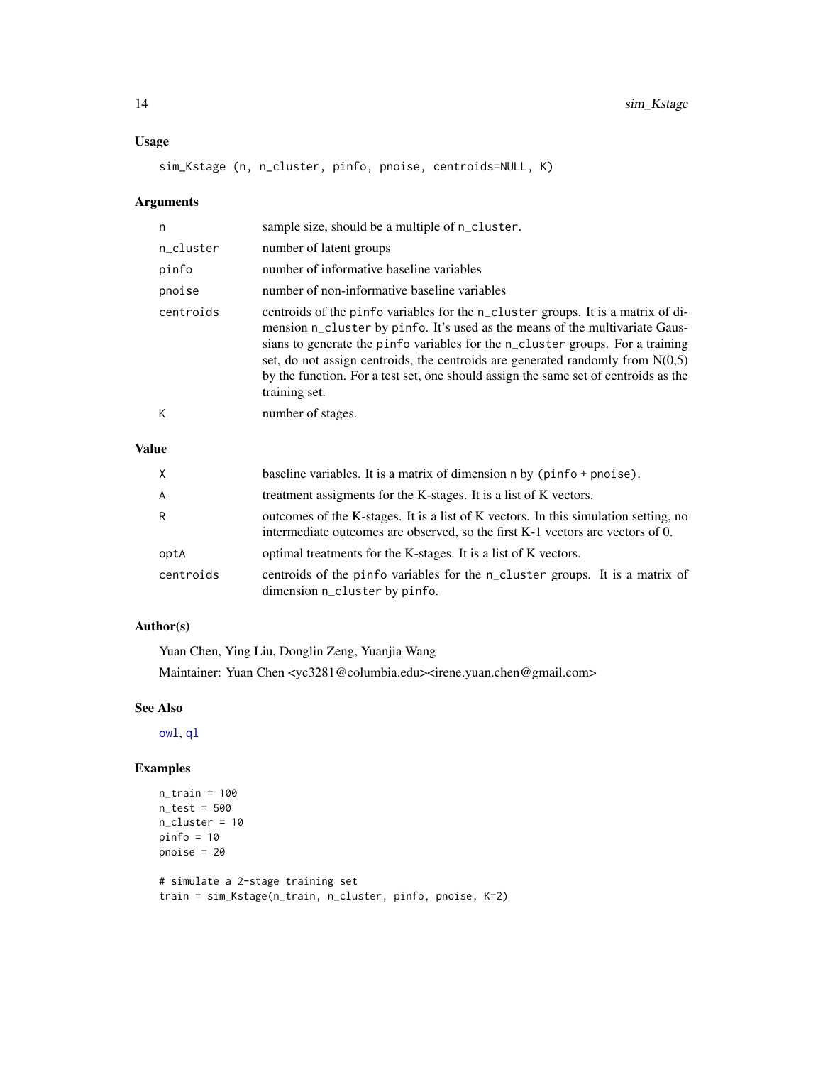## Usage

```
sim_Kstage (n, n_cluster, pinfo, pnoise, centroids=NULL, K)
```

## Arguments

| | |
|---|---|
| n | sample size, should be a multiple of n_cluster. |
| n_cluster | number of latent groups |
| pinfo | number of informative baseline variables |
| pnoise | number of non-informative baseline variables |
| centroids | centroids of the pinfo variables for the n_cluster groups. It is a matrix of dimension n_cluster by pinfo. It's used as the means of the multivariate Gaussians to generate the pinfo variables for the n_cluster groups. For a training set, do not assign centroids, the centroids are generated randomly from N(0,5) by the function. For a test set, one should assign the same set of centroids as the training set. |
| K | number of stages. |

## Value

| | |
|---|---|
| X | baseline variables. It is a matrix of dimension n by (pinfo + pnoise). |
| A | treatment assigments for the K-stages. It is a list of K vectors. |
| R | outcomes of the K-stages. It is a list of K vectors. In this simulation setting, no intermediate outcomes are observed, so the first K-1 vectors are vectors of 0. |
| optA | optimal treatments for the K-stages. It is a list of K vectors. |
| centroids | centroids of the pinfo variables for the n_cluster groups. It is a matrix of dimension n_cluster by pinfo. |

## Author(s)

Yuan Chen, Ying Liu, Donglin Zeng, Yuanjia Wang

Maintainer: Yuan Chen <yc3281@columbia.edu><irene.yuan.chen@gmail.com>

## See Also

owl, ql

## Examples

```
n_train = 100
n_test = 500
n_cluster = 10
pinfo = 10
pnoise = 20

# simulate a 2-stage training set
train = sim_Kstage(n_train, n_cluster, pinfo, pnoise, K=2)
```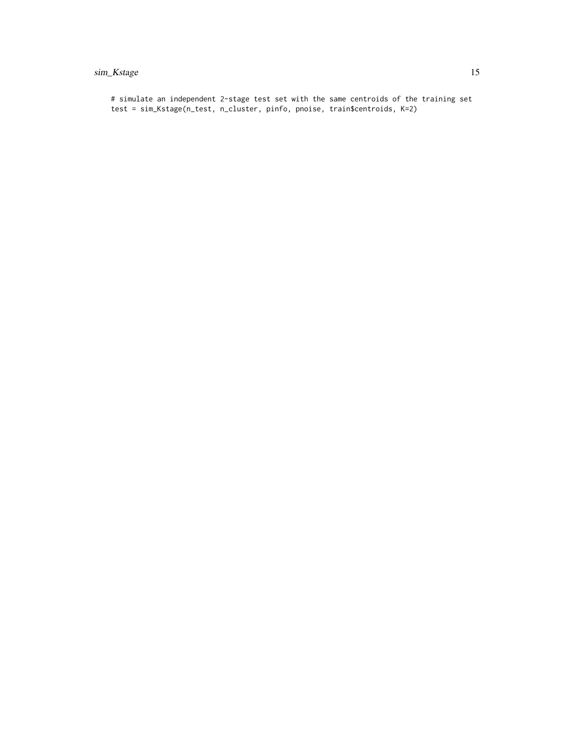```
# simulate an independent 2-stage test set with the same centroids of the training set
test = sim_Kstage(n_test, n_cluster, pinfo, pnoise, train$centroids, K=2)
```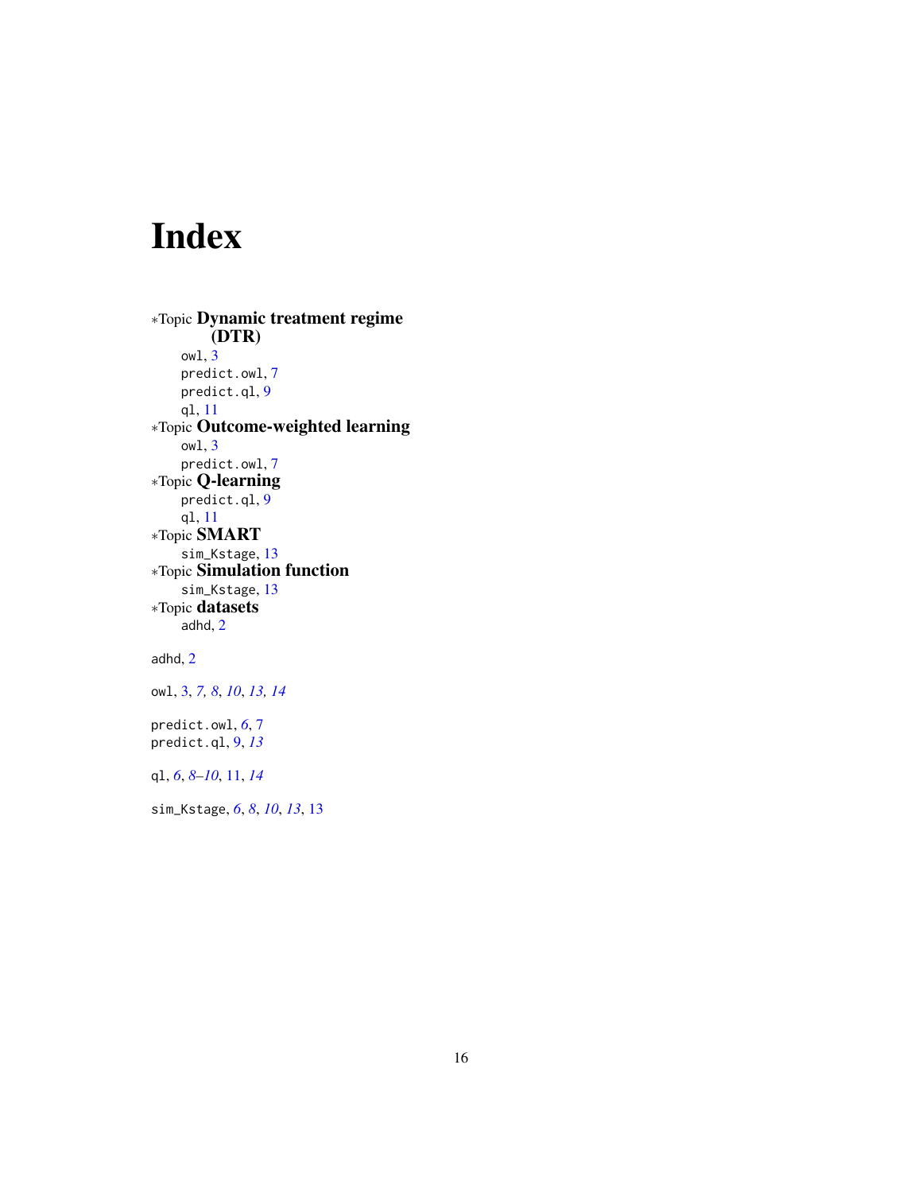# Index

∗Topic **Dynamic treatment regime (DTR)**
- owl, 3
- predict.owl, 7
- predict.ql, 9
- ql, 11

∗Topic **Outcome-weighted learning**
- owl, 3
- predict.owl, 7

∗Topic **Q-learning**
- predict.ql, 9
- ql, 11

∗Topic **SMART**
- sim_Kstage, 13

∗Topic **Simulation function**
- sim_Kstage, 13

∗Topic **datasets**
- adhd, 2

adhd, 2

owl, 3, *7, 8*, *10*, *13, 14*

predict.owl, *6*, 7
predict.ql, 9, *13*

ql, *6*, *8–10*, 11, *14*

sim_Kstage, *6*, *8*, *10*, *13*, 13